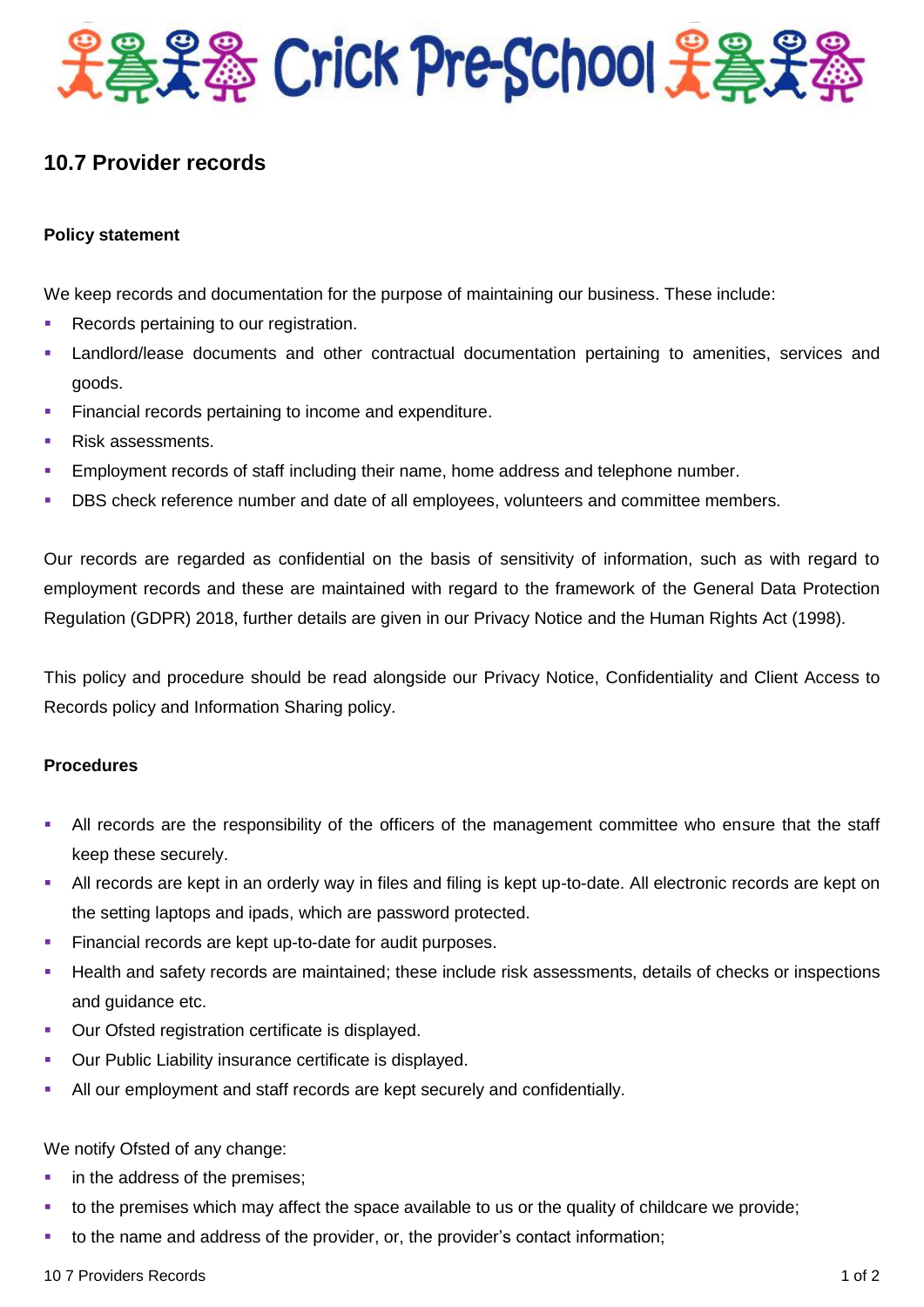# Crick Pre-School

## 10.7 Provider records

**Policy statement**

We keep records and documentation for the purpose of maintaining our business. These include:

- Records pertaining to our registration.
- Landlord/lease documents and other contractual documentation pertaining to amenities, services and goods.
- Financial records pertaining to income and expenditure.
- Risk assessments.
- Employment records of staff including their name, home address and telephone number.
- DBS check reference number and date of all employees, volunteers and committee members.

Our records are regarded as confidential on the basis of sensitivity of information, such as with regard to employment records and these are maintained with regard to the framework of the General Data Protection Regulation (GDPR) 2018, further details are given in our Privacy Notice and the Human Rights Act (1998).

This policy and procedure should be read alongside our Privacy Notice, Confidentiality and Client Access to Records policy and Information Sharing policy.

**Procedures**

- All records are the responsibility of the officers of the management committee who ensure that the staff keep these securely.
- All records are kept in an orderly way in files and filing is kept up-to-date. All electronic records are kept on the setting laptops and ipads, which are password protected.
- Financial records are kept up-to-date for audit purposes.
- Health and safety records are maintained; these include risk assessments, details of checks or inspections and guidance etc.
- Our Ofsted registration certificate is displayed.
- Our Public Liability insurance certificate is displayed.
- All our employment and staff records are kept securely and confidentially.

We notify Ofsted of any change:

- in the address of the premises;
- to the premises which may affect the space available to us or the quality of childcare we provide;
- to the name and address of the provider, or, the provider's contact information;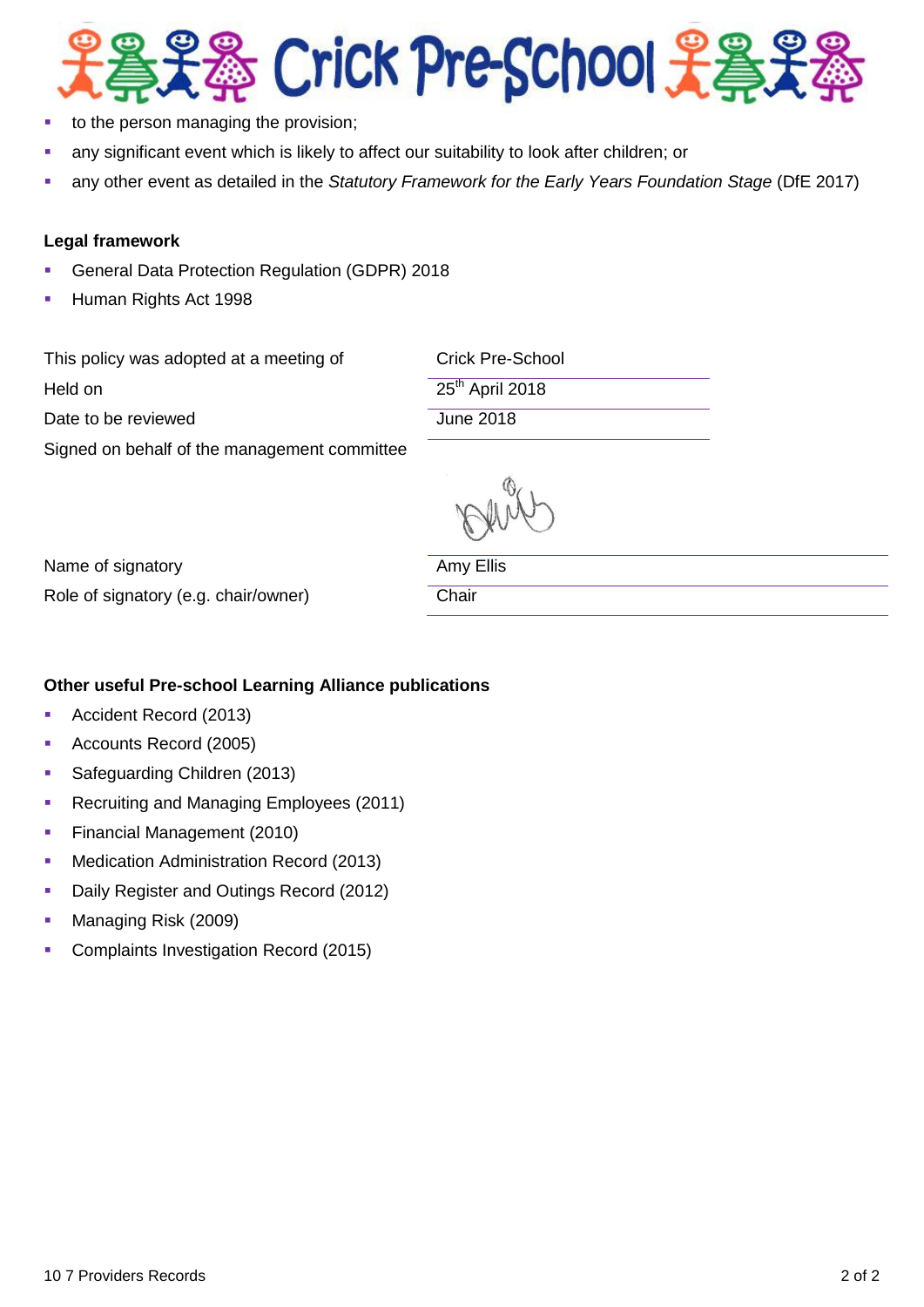- to the person managing the provision;
- any significant event which is likely to affect our suitability to look after children; or
- any other event as detailed in the *Statutory Framework for the Early Years Foundation Stage* (DfE 2017)

**Legal framework**

- General Data Protection Regulation (GDPR) 2018
- Human Rights Act 1998

| | |
|---|---|
| This policy was adopted at a meeting of | Crick Pre-School |
| Held on | 25th April 2018 |
| Date to be reviewed | June 2018 |
| Signed on behalf of the management committee | |
| Name of signatory | Amy Ellis |
| Role of signatory (e.g. chair/owner) | Chair |

**Other useful Pre-school Learning Alliance publications**

- Accident Record (2013)
- Accounts Record (2005)
- Safeguarding Children (2013)
- Recruiting and Managing Employees (2011)
- Financial Management (2010)
- Medication Administration Record (2013)
- Daily Register and Outings Record (2012)
- Managing Risk (2009)
- Complaints Investigation Record (2015)